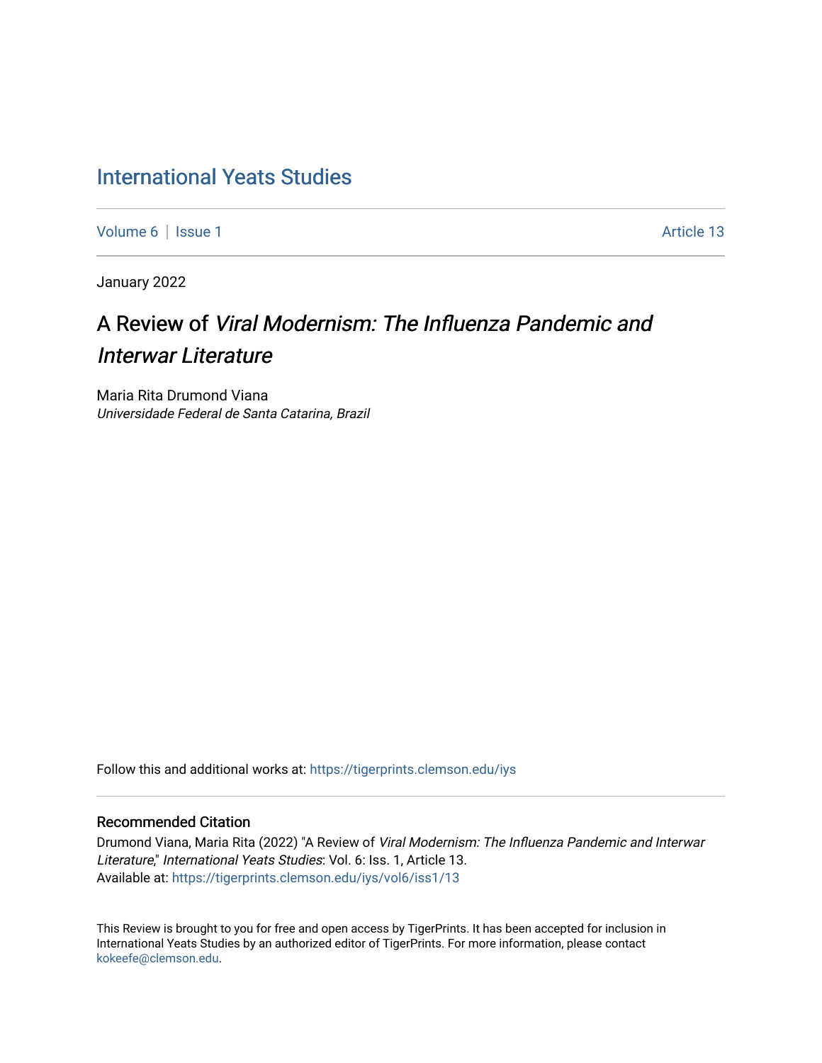# International Yeats Studies

Volume 6 | Issue 1 | Article 13

January 2022

## A Review of *Viral Modernism: The Influenza Pandemic and Interwar Literature*

Maria Rita Drumond Viana
*Universidade Federal de Santa Catarina, Brazil*

Follow this and additional works at: https://tigerprints.clemson.edu/iys

### Recommended Citation

Drumond Viana, Maria Rita (2022) "A Review of *Viral Modernism: The Influenza Pandemic and Interwar Literature*," *International Yeats Studies*: Vol. 6: Iss. 1, Article 13.
Available at: https://tigerprints.clemson.edu/iys/vol6/iss1/13

This Review is brought to you for free and open access by TigerPrints. It has been accepted for inclusion in International Yeats Studies by an authorized editor of TigerPrints. For more information, please contact kokeefe@clemson.edu.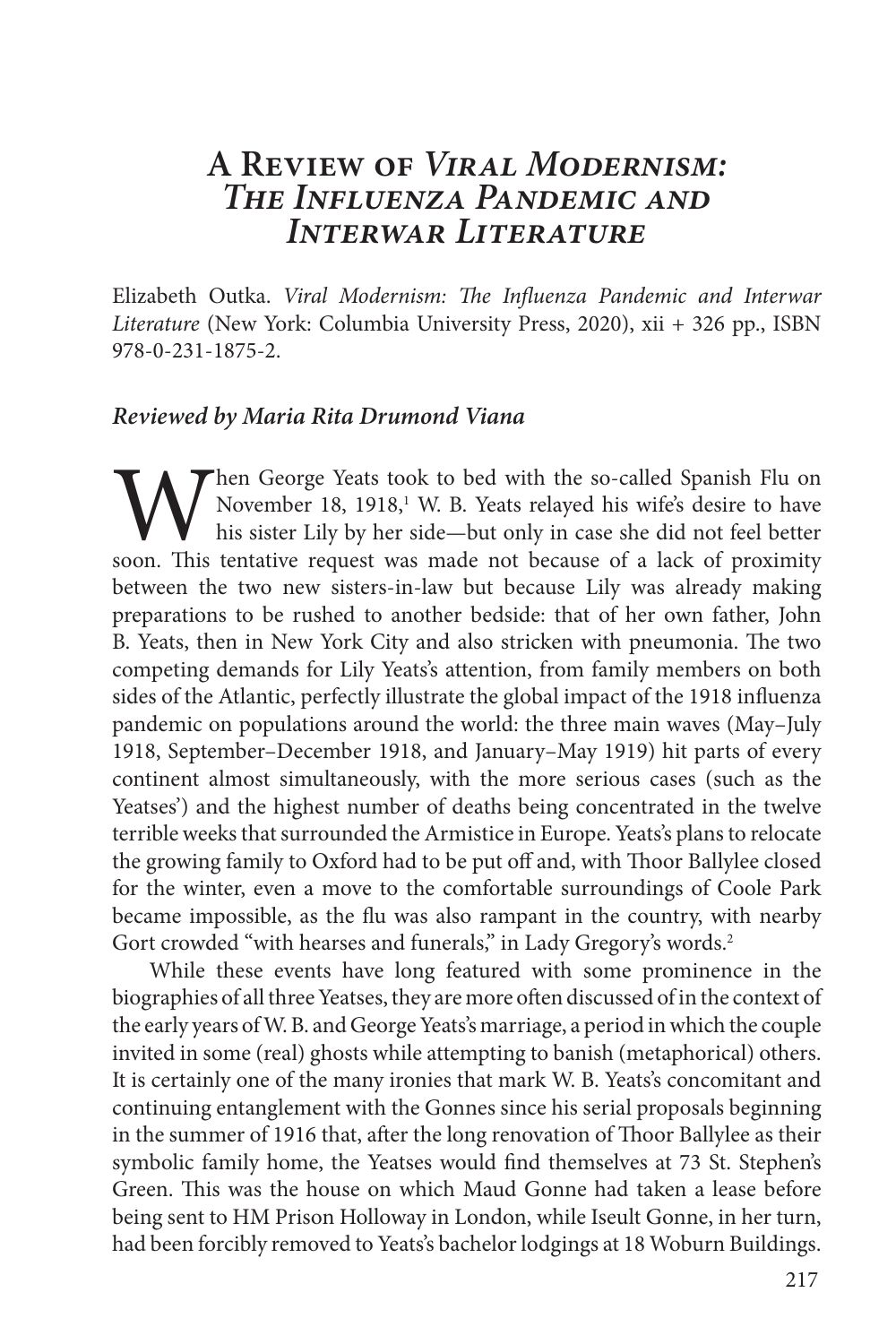# A Review of *Viral Modernism: The Influenza Pandemic and Interwar Literature*

Elizabeth Outka. *Viral Modernism: The Influenza Pandemic and Interwar Literature* (New York: Columbia University Press, 2020), xii + 326 pp., ISBN 978-0-231-1875-2.

***Reviewed by Maria Rita Drumond Viana***

When George Yeats took to bed with the so-called Spanish Flu on November 18, 1918,[1] W. B. Yeats relayed his wife's desire to have his sister Lily by her side—but only in case she did not feel better soon. This tentative request was made not because of a lack of proximity between the two new sisters-in-law but because Lily was already making preparations to be rushed to another bedside: that of her own father, John B. Yeats, then in New York City and also stricken with pneumonia. The two competing demands for Lily Yeats's attention, from family members on both sides of the Atlantic, perfectly illustrate the global impact of the 1918 influenza pandemic on populations around the world: the three main waves (May–July 1918, September–December 1918, and January–May 1919) hit parts of every continent almost simultaneously, with the more serious cases (such as the Yeatses') and the highest number of deaths being concentrated in the twelve terrible weeks that surrounded the Armistice in Europe. Yeats's plans to relocate the growing family to Oxford had to be put off and, with Thoor Ballylee closed for the winter, even a move to the comfortable surroundings of Coole Park became impossible, as the flu was also rampant in the country, with nearby Gort crowded "with hearses and funerals," in Lady Gregory's words.[2]

While these events have long featured with some prominence in the biographies of all three Yeatses, they are more often discussed of in the context of the early years of W. B. and George Yeats's marriage, a period in which the couple invited in some (real) ghosts while attempting to banish (metaphorical) others. It is certainly one of the many ironies that mark W. B. Yeats's concomitant and continuing entanglement with the Gonnes since his serial proposals beginning in the summer of 1916 that, after the long renovation of Thoor Ballylee as their symbolic family home, the Yeatses would find themselves at 73 St. Stephen's Green. This was the house on which Maud Gonne had taken a lease before being sent to HM Prison Holloway in London, while Iseult Gonne, in her turn, had been forcibly removed to Yeats's bachelor lodgings at 18 Woburn Buildings.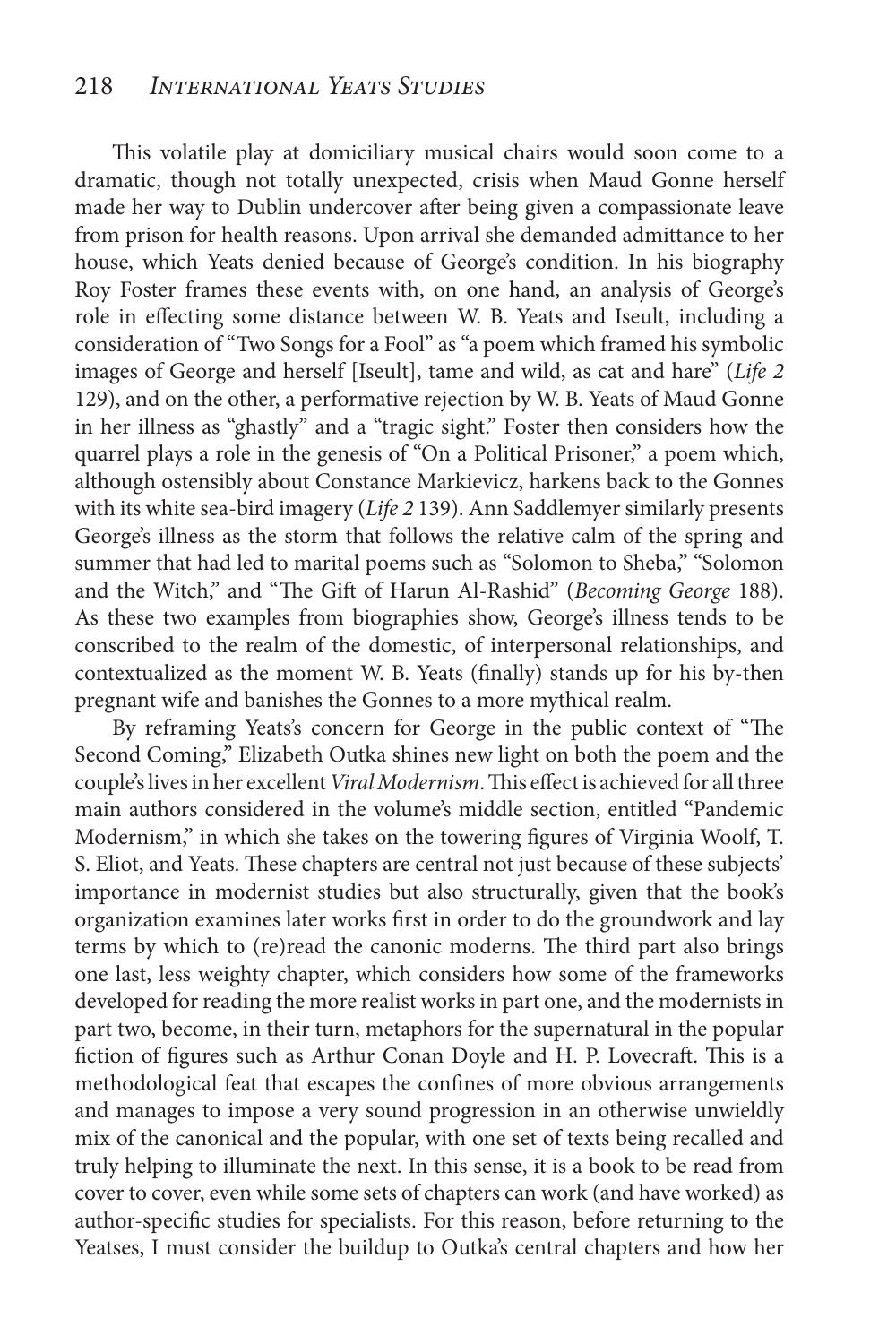This volatile play at domiciliary musical chairs would soon come to a dramatic, though not totally unexpected, crisis when Maud Gonne herself made her way to Dublin undercover after being given a compassionate leave from prison for health reasons. Upon arrival she demanded admittance to her house, which Yeats denied because of George's condition. In his biography Roy Foster frames these events with, on one hand, an analysis of George's role in effecting some distance between W. B. Yeats and Iseult, including a consideration of "Two Songs for a Fool" as "a poem which framed his symbolic images of George and herself [Iseult], tame and wild, as cat and hare" (*Life 2* 129), and on the other, a performative rejection by W. B. Yeats of Maud Gonne in her illness as "ghastly" and a "tragic sight." Foster then considers how the quarrel plays a role in the genesis of "On a Political Prisoner," a poem which, although ostensibly about Constance Markievicz, harkens back to the Gonnes with its white sea-bird imagery (*Life 2* 139). Ann Saddlemyer similarly presents George's illness as the storm that follows the relative calm of the spring and summer that had led to marital poems such as "Solomon to Sheba," "Solomon and the Witch," and "The Gift of Harun Al-Rashid" (*Becoming George* 188). As these two examples from biographies show, George's illness tends to be conscribed to the realm of the domestic, of interpersonal relationships, and contextualized as the moment W. B. Yeats (finally) stands up for his by-then pregnant wife and banishes the Gonnes to a more mythical realm.

By reframing Yeats's concern for George in the public context of "The Second Coming," Elizabeth Outka shines new light on both the poem and the couple's lives in her excellent *Viral Modernism*. This effect is achieved for all three main authors considered in the volume's middle section, entitled "Pandemic Modernism," in which she takes on the towering figures of Virginia Woolf, T. S. Eliot, and Yeats. These chapters are central not just because of these subjects' importance in modernist studies but also structurally, given that the book's organization examines later works first in order to do the groundwork and lay terms by which to (re)read the canonic moderns. The third part also brings one last, less weighty chapter, which considers how some of the frameworks developed for reading the more realist works in part one, and the modernists in part two, become, in their turn, metaphors for the supernatural in the popular fiction of figures such as Arthur Conan Doyle and H. P. Lovecraft. This is a methodological feat that escapes the confines of more obvious arrangements and manages to impose a very sound progression in an otherwise unwieldly mix of the canonical and the popular, with one set of texts being recalled and truly helping to illuminate the next. In this sense, it is a book to be read from cover to cover, even while some sets of chapters can work (and have worked) as author-specific studies for specialists. For this reason, before returning to the Yeatses, I must consider the buildup to Outka's central chapters and how her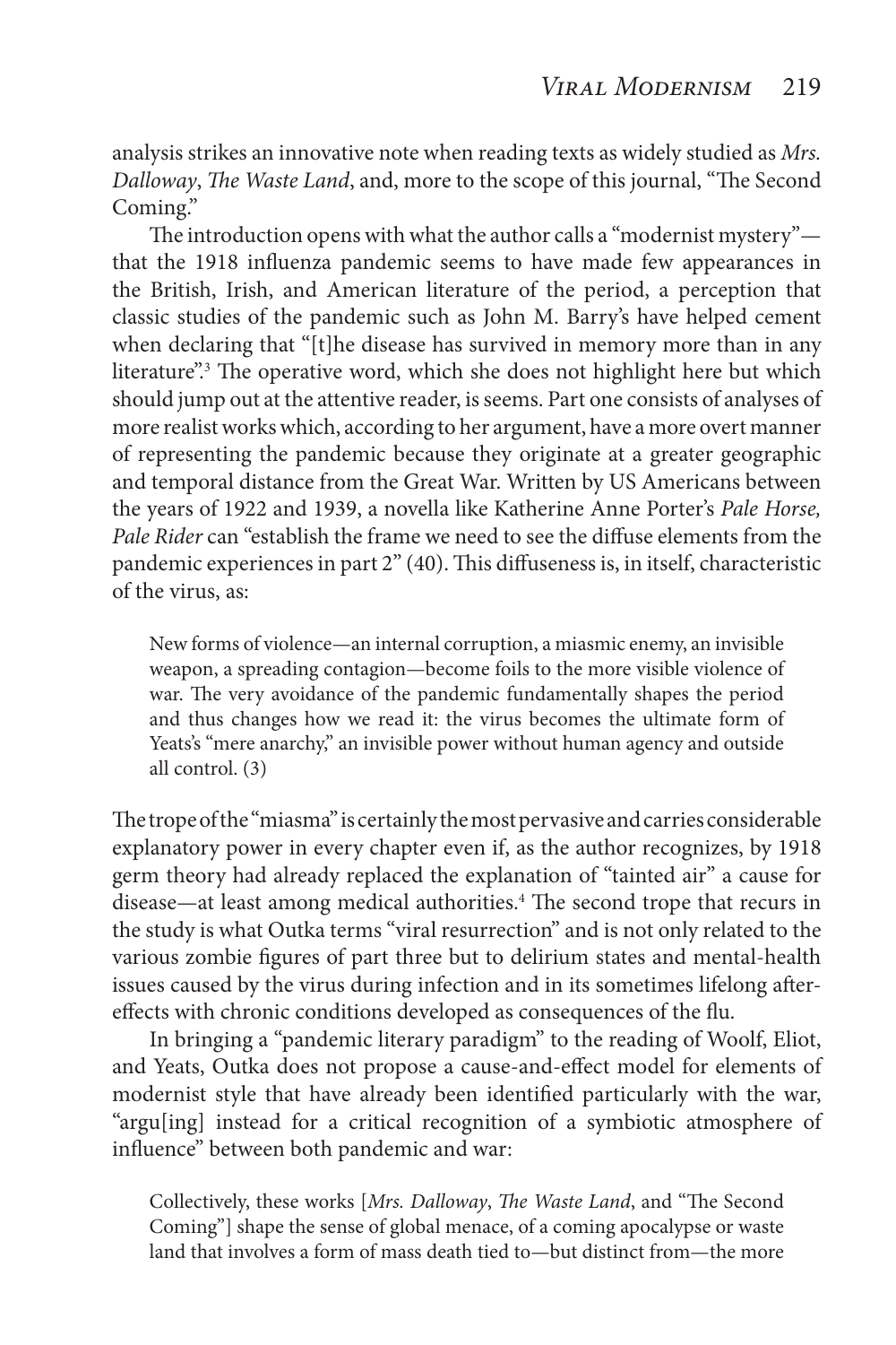analysis strikes an innovative note when reading texts as widely studied as *Mrs. Dalloway*, *The Waste Land*, and, more to the scope of this journal, "The Second Coming."

The introduction opens with what the author calls a "modernist mystery"—that the 1918 influenza pandemic seems to have made few appearances in the British, Irish, and American literature of the period, a perception that classic studies of the pandemic such as John M. Barry's have helped cement when declaring that "[t]he disease has survived in memory more than in any literature".[3] The operative word, which she does not highlight here but which should jump out at the attentive reader, is seems. Part one consists of analyses of more realist works which, according to her argument, have a more overt manner of representing the pandemic because they originate at a greater geographic and temporal distance from the Great War. Written by US Americans between the years of 1922 and 1939, a novella like Katherine Anne Porter's *Pale Horse, Pale Rider* can "establish the frame we need to see the diffuse elements from the pandemic experiences in part 2" (40). This diffuseness is, in itself, characteristic of the virus, as:

> New forms of violence—an internal corruption, a miasmic enemy, an invisible weapon, a spreading contagion—become foils to the more visible violence of war. The very avoidance of the pandemic fundamentally shapes the period and thus changes how we read it: the virus becomes the ultimate form of Yeats's "mere anarchy," an invisible power without human agency and outside all control. (3)

The trope of the "miasma" is certainly the most pervasive and carries considerable explanatory power in every chapter even if, as the author recognizes, by 1918 germ theory had already replaced the explanation of "tainted air" a cause for disease—at least among medical authorities.[4] The second trope that recurs in the study is what Outka terms "viral resurrection" and is not only related to the various zombie figures of part three but to delirium states and mental-health issues caused by the virus during infection and in its sometimes lifelong after-effects with chronic conditions developed as consequences of the flu.

In bringing a "pandemic literary paradigm" to the reading of Woolf, Eliot, and Yeats, Outka does not propose a cause-and-effect model for elements of modernist style that have already been identified particularly with the war, "argu[ing] instead for a critical recognition of a symbiotic atmosphere of influence" between both pandemic and war:

> Collectively, these works [*Mrs. Dalloway*, *The Waste Land*, and "The Second Coming"] shape the sense of global menace, of a coming apocalypse or waste land that involves a form of mass death tied to—but distinct from—the more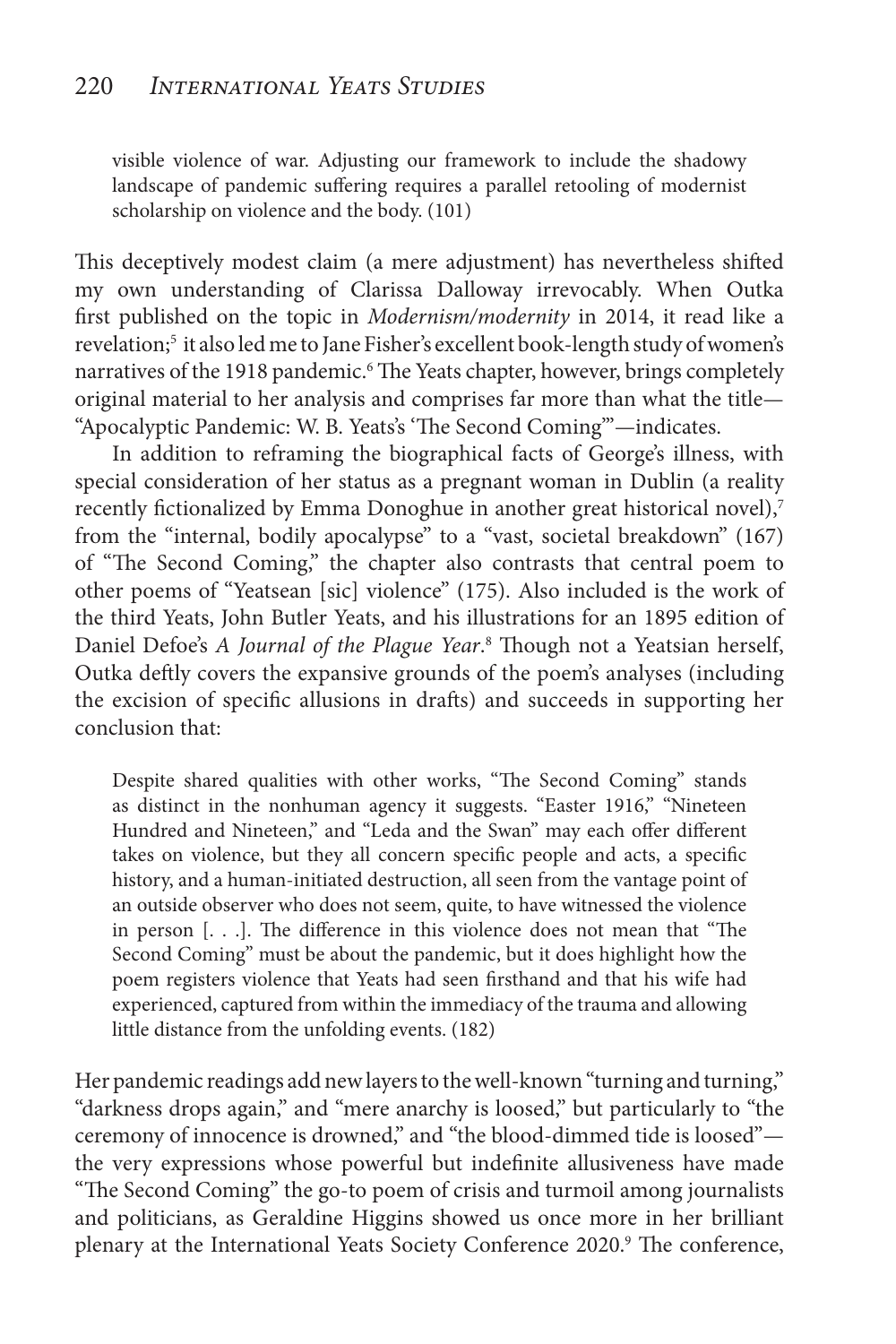> visible violence of war. Adjusting our framework to include the shadowy landscape of pandemic suffering requires a parallel retooling of modernist scholarship on violence and the body. (101)

This deceptively modest claim (a mere adjustment) has nevertheless shifted my own understanding of Clarissa Dalloway irrevocably. When Outka first published on the topic in *Modernism/modernity* in 2014, it read like a revelation;[5] it also led me to Jane Fisher's excellent book-length study of women's narratives of the 1918 pandemic.[6] The Yeats chapter, however, brings completely original material to her analysis and comprises far more than what the title—"Apocalyptic Pandemic: W. B. Yeats's 'The Second Coming'"—indicates.

In addition to reframing the biographical facts of George's illness, with special consideration of her status as a pregnant woman in Dublin (a reality recently fictionalized by Emma Donoghue in another great historical novel),[7] from the "internal, bodily apocalypse" to a "vast, societal breakdown" (167) of "The Second Coming," the chapter also contrasts that central poem to other poems of "Yeatsean [sic] violence" (175). Also included is the work of the third Yeats, John Butler Yeats, and his illustrations for an 1895 edition of Daniel Defoe's *A Journal of the Plague Year*.[8] Though not a Yeatsian herself, Outka deftly covers the expansive grounds of the poem's analyses (including the excision of specific allusions in drafts) and succeeds in supporting her conclusion that:

> Despite shared qualities with other works, "The Second Coming" stands as distinct in the nonhuman agency it suggests. "Easter 1916," "Nineteen Hundred and Nineteen," and "Leda and the Swan" may each offer different takes on violence, but they all concern specific people and acts, a specific history, and a human-initiated destruction, all seen from the vantage point of an outside observer who does not seem, quite, to have witnessed the violence in person [. . .]. The difference in this violence does not mean that "The Second Coming" must be about the pandemic, but it does highlight how the poem registers violence that Yeats had seen firsthand and that his wife had experienced, captured from within the immediacy of the trauma and allowing little distance from the unfolding events. (182)

Her pandemic readings add new layers to the well-known "turning and turning," "darkness drops again," and "mere anarchy is loosed," but particularly to "the ceremony of innocence is drowned," and "the blood-dimmed tide is loosed"—the very expressions whose powerful but indefinite allusiveness have made "The Second Coming" the go-to poem of crisis and turmoil among journalists and politicians, as Geraldine Higgins showed us once more in her brilliant plenary at the International Yeats Society Conference 2020.[9] The conference,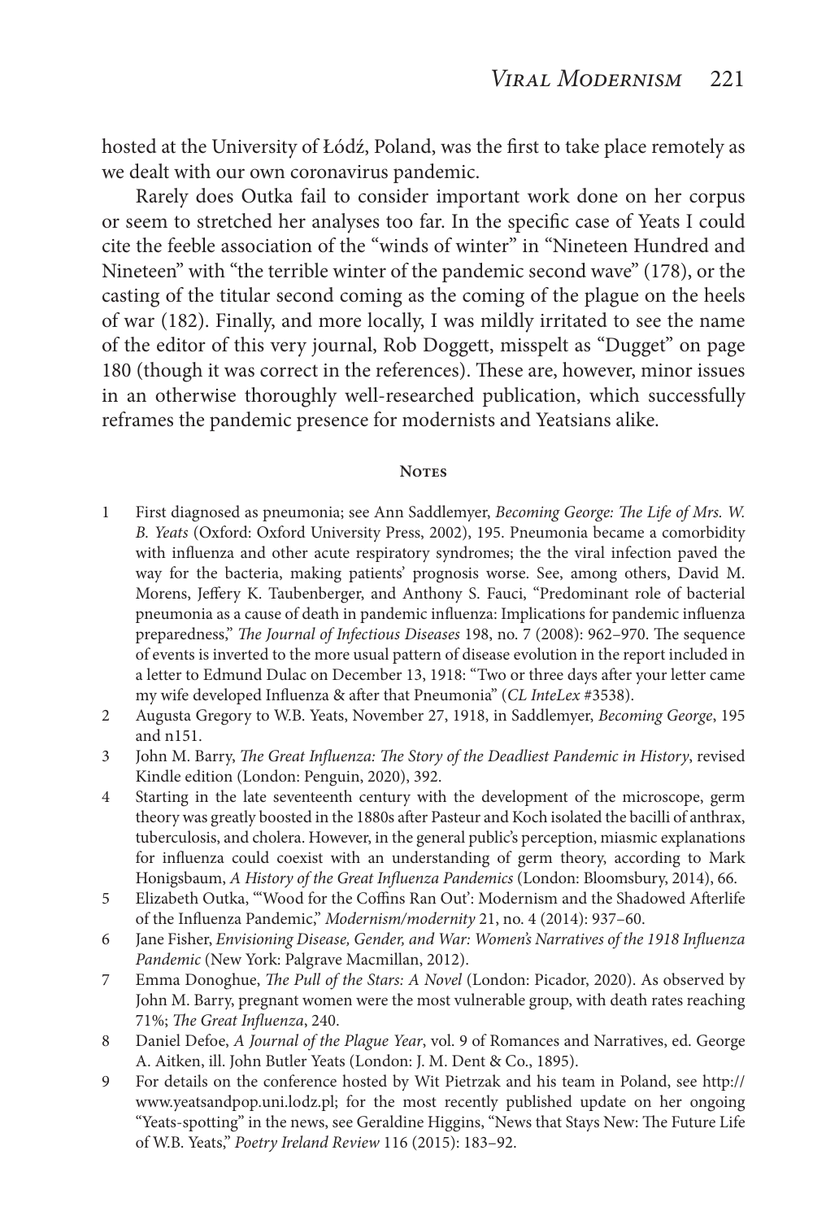hosted at the University of Łódź, Poland, was the first to take place remotely as we dealt with our own coronavirus pandemic.

Rarely does Outka fail to consider important work done on her corpus or seem to stretched her analyses too far. In the specific case of Yeats I could cite the feeble association of the "winds of winter" in "Nineteen Hundred and Nineteen" with "the terrible winter of the pandemic second wave" (178), or the casting of the titular second coming as the coming of the plague on the heels of war (182). Finally, and more locally, I was mildly irritated to see the name of the editor of this very journal, Rob Doggett, misspelt as "Dugget" on page 180 (though it was correct in the references). These are, however, minor issues in an otherwise thoroughly well-researched publication, which successfully reframes the pandemic presence for modernists and Yeatsians alike.

## Notes

1. First diagnosed as pneumonia; see Ann Saddlemyer, *Becoming George: The Life of Mrs. W. B. Yeats* (Oxford: Oxford University Press, 2002), 195. Pneumonia became a comorbidity with influenza and other acute respiratory syndromes; the the viral infection paved the way for the bacteria, making patients' prognosis worse. See, among others, David M. Morens, Jeffery K. Taubenberger, and Anthony S. Fauci, "Predominant role of bacterial pneumonia as a cause of death in pandemic influenza: Implications for pandemic influenza preparedness," *The Journal of Infectious Diseases* 198, no. 7 (2008): 962–970. The sequence of events is inverted to the more usual pattern of disease evolution in the report included in a letter to Edmund Dulac on December 13, 1918: "Two or three days after your letter came my wife developed Influenza & after that Pneumonia" (*CL InteLex* #3538).
2. Augusta Gregory to W.B. Yeats, November 27, 1918, in Saddlemyer, *Becoming George*, 195 and n151.
3. John M. Barry, *The Great Influenza: The Story of the Deadliest Pandemic in History*, revised Kindle edition (London: Penguin, 2020), 392.
4. Starting in the late seventeenth century with the development of the microscope, germ theory was greatly boosted in the 1880s after Pasteur and Koch isolated the bacilli of anthrax, tuberculosis, and cholera. However, in the general public's perception, miasmic explanations for influenza could coexist with an understanding of germ theory, according to Mark Honigsbaum, *A History of the Great Influenza Pandemics* (London: Bloomsbury, 2014), 66.
5. Elizabeth Outka, "'Wood for the Coffins Ran Out': Modernism and the Shadowed Afterlife of the Influenza Pandemic," *Modernism/modernity* 21, no. 4 (2014): 937–60.
6. Jane Fisher, *Envisioning Disease, Gender, and War: Women's Narratives of the 1918 Influenza Pandemic* (New York: Palgrave Macmillan, 2012).
7. Emma Donoghue, *The Pull of the Stars: A Novel* (London: Picador, 2020). As observed by John M. Barry, pregnant women were the most vulnerable group, with death rates reaching 71%; *The Great Influenza*, 240.
8. Daniel Defoe, *A Journal of the Plague Year*, vol. 9 of Romances and Narratives, ed. George A. Aitken, ill. John Butler Yeats (London: J. M. Dent & Co., 1895).
9. For details on the conference hosted by Wit Pietrzak and his team in Poland, see http://www.yeatsandpop.uni.lodz.pl; for the most recently published update on her ongoing "Yeats-spotting" in the news, see Geraldine Higgins, "News that Stays New: The Future Life of W.B. Yeats," *Poetry Ireland Review* 116 (2015): 183–92.